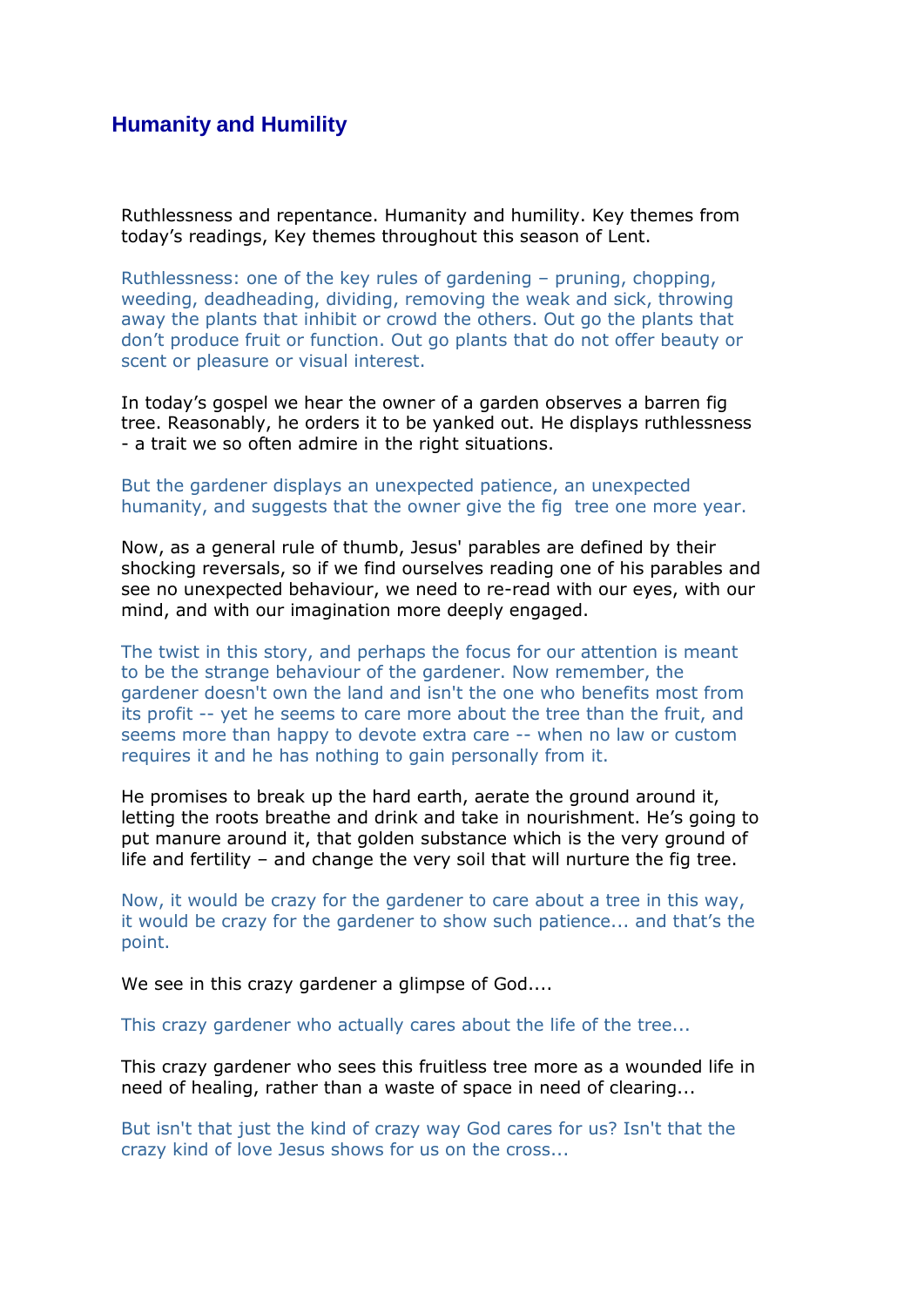# Humanity and Humility

Ruthlessness and repentance. Humanity and humility. Key themes from today's readings, Key themes throughout this season of Lent.

Ruthlessness: one of the key rules of gardening – pruning, chopping, weeding, deadheading, dividing, removing the weak and sick, throwing away the plants that inhibit or crowd the others. Out go the plants that don't produce fruit or function. Out go plants that do not offer beauty or scent or pleasure or visual interest.

In today's gospel we hear the owner of a garden observes a barren fig tree. Reasonably, he orders it to be yanked out. He displays ruthlessness - a trait we so often admire in the right situations.

But the gardener displays an unexpected patience, an unexpected humanity, and suggests that the owner give the fig tree one more year.

Now, as a general rule of thumb, Jesus' parables are defined by their shocking reversals, so if we find ourselves reading one of his parables and see no unexpected behaviour, we need to re-read with our eyes, with our mind, and with our imagination more deeply engaged.

The twist in this story, and perhaps the focus for our attention is meant to be the strange behaviour of the gardener. Now remember, the gardener doesn't own the land and isn't the one who benefits most from its profit -- yet he seems to care more about the tree than the fruit, and seems more than happy to devote extra care -- when no law or custom requires it and he has nothing to gain personally from it.

He promises to break up the hard earth, aerate the ground around it, letting the roots breathe and drink and take in nourishment. He's going to put manure around it, that golden substance which is the very ground of life and fertility – and change the very soil that will nurture the fig tree.

Now, it would be crazy for the gardener to care about a tree in this way, it would be crazy for the gardener to show such patience... and that's the point.

We see in this crazy gardener a glimpse of God....

This crazy gardener who actually cares about the life of the tree...

This crazy gardener who sees this fruitless tree more as a wounded life in need of healing, rather than a waste of space in need of clearing...

But isn't that just the kind of crazy way God cares for us? Isn't that the crazy kind of love Jesus shows for us on the cross...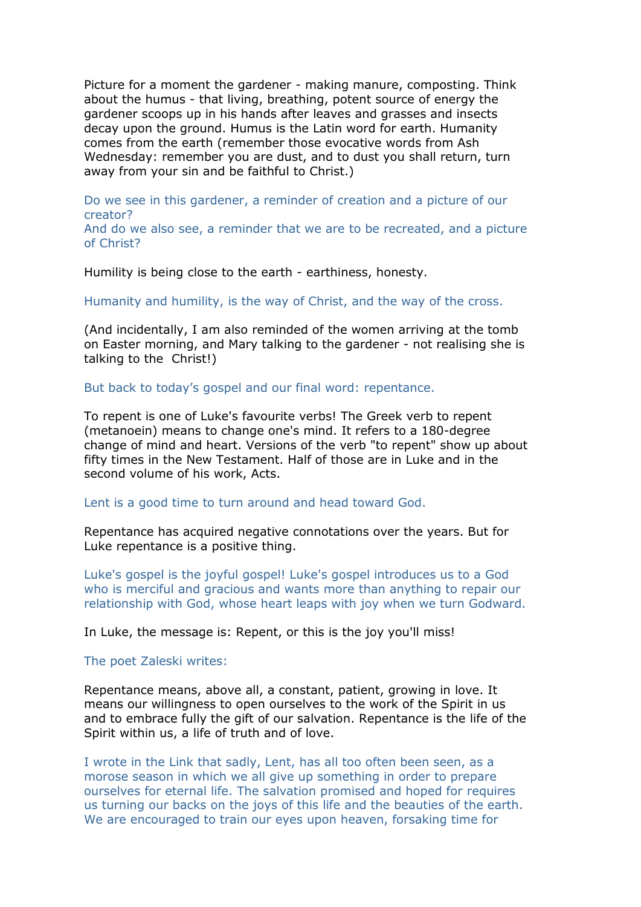Picture for a moment the gardener - making manure, composting. Think about the humus - that living, breathing, potent source of energy the gardener scoops up in his hands after leaves and grasses and insects decay upon the ground. Humus is the Latin word for earth. Humanity comes from the earth (remember those evocative words from Ash Wednesday: remember you are dust, and to dust you shall return, turn away from your sin and be faithful to Christ.)

Do we see in this gardener, a reminder of creation and a picture of our creator?
And do we also see, a reminder that we are to be recreated, and a picture of Christ?

Humility is being close to the earth - earthiness, honesty.

Humanity and humility, is the way of Christ, and the way of the cross.

(And incidentally, I am also reminded of the women arriving at the tomb on Easter morning, and Mary talking to the gardener - not realising she is talking to the Christ!)

But back to today's gospel and our final word: repentance.

To repent is one of Luke's favourite verbs! The Greek verb to repent (metanoein) means to change one's mind. It refers to a 180-degree change of mind and heart. Versions of the verb "to repent" show up about fifty times in the New Testament. Half of those are in Luke and in the second volume of his work, Acts.

Lent is a good time to turn around and head toward God.

Repentance has acquired negative connotations over the years. But for Luke repentance is a positive thing.

Luke's gospel is the joyful gospel! Luke's gospel introduces us to a God who is merciful and gracious and wants more than anything to repair our relationship with God, whose heart leaps with joy when we turn Godward.

In Luke, the message is: Repent, or this is the joy you'll miss!

The poet Zaleski writes:

Repentance means, above all, a constant, patient, growing in love. It means our willingness to open ourselves to the work of the Spirit in us and to embrace fully the gift of our salvation. Repentance is the life of the Spirit within us, a life of truth and of love.

I wrote in the Link that sadly, Lent, has all too often been seen, as a morose season in which we all give up something in order to prepare ourselves for eternal life. The salvation promised and hoped for requires us turning our backs on the joys of this life and the beauties of the earth. We are encouraged to train our eyes upon heaven, forsaking time for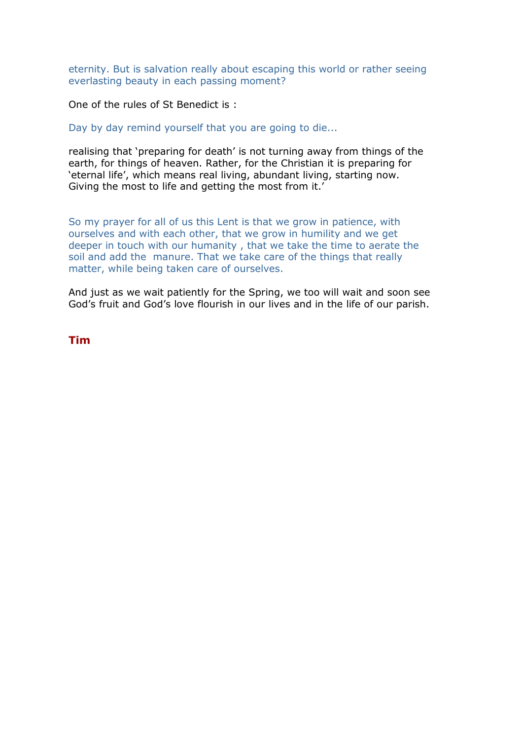eternity. But is salvation really about escaping this world or rather seeing everlasting beauty in each passing moment?

One of the rules of St Benedict is :

Day by day remind yourself that you are going to die...

realising that 'preparing for death' is not turning away from things of the earth, for things of heaven. Rather, for the Christian it is preparing for 'eternal life', which means real living, abundant living, starting now. Giving the most to life and getting the most from it.'

So my prayer for all of us this Lent is that we grow in patience, with ourselves and with each other, that we grow in humility and we get deeper in touch with our humanity , that we take the time to aerate the soil and add the  manure. That we take care of the things that really matter, while being taken care of ourselves.

And just as we wait patiently for the Spring, we too will wait and soon see God's fruit and God's love flourish in our lives and in the life of our parish.

**Tim**